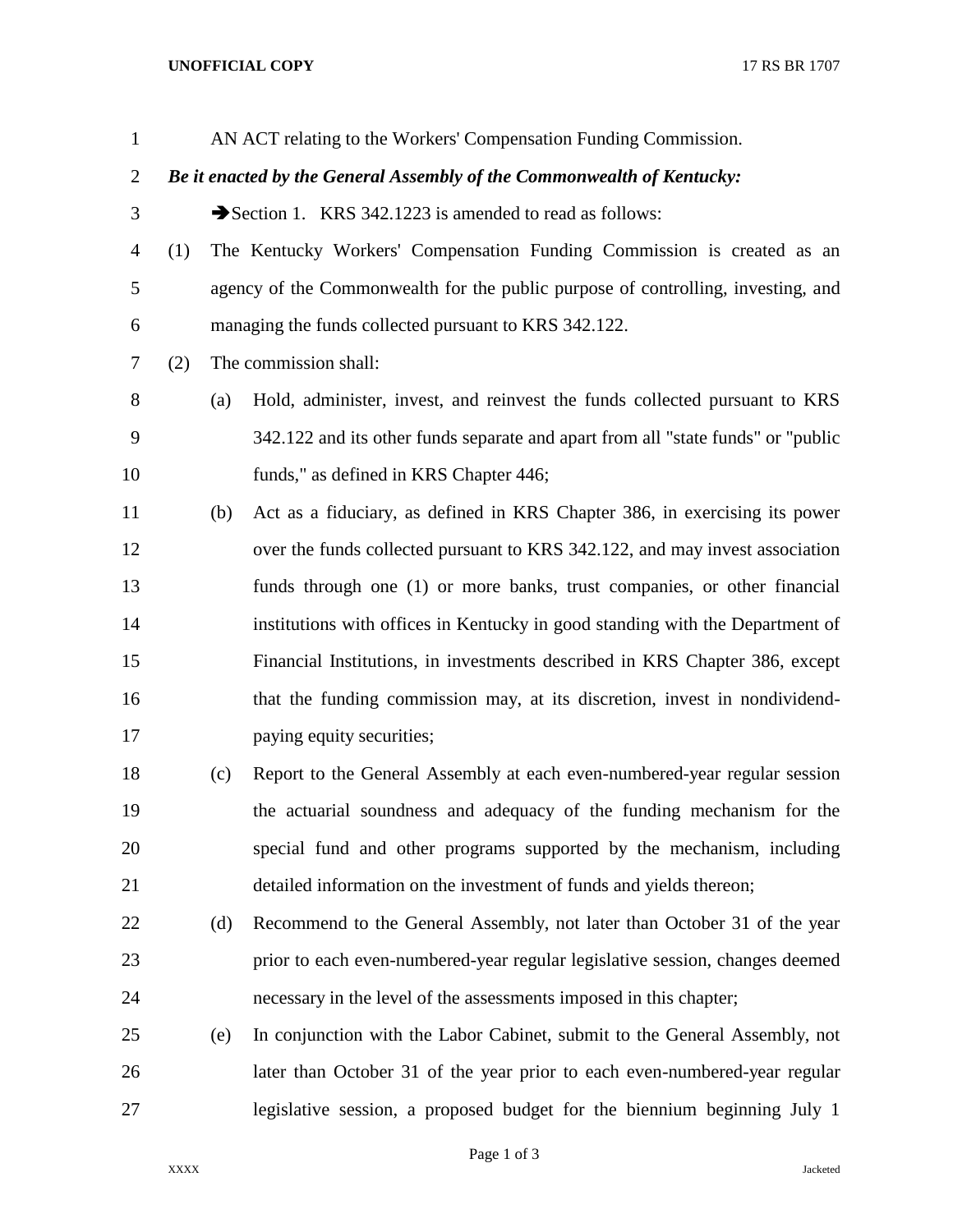AN ACT relating to the Workers' Compensation Funding Commission.

***Be it enacted by the General Assembly of the Commonwealth of Kentucky:***

➔Section 1. KRS 342.1223 is amended to read as follows:

(1) The Kentucky Workers' Compensation Funding Commission is created as an agency of the Commonwealth for the public purpose of controlling, investing, and managing the funds collected pursuant to KRS 342.122.

(2) The commission shall:

(a) Hold, administer, invest, and reinvest the funds collected pursuant to KRS 342.122 and its other funds separate and apart from all "state funds" or "public funds," as defined in KRS Chapter 446;

(b) Act as a fiduciary, as defined in KRS Chapter 386, in exercising its power over the funds collected pursuant to KRS 342.122, and may invest association funds through one (1) or more banks, trust companies, or other financial institutions with offices in Kentucky in good standing with the Department of Financial Institutions, in investments described in KRS Chapter 386, except that the funding commission may, at its discretion, invest in nondividend-paying equity securities;

(c) Report to the General Assembly at each even-numbered-year regular session the actuarial soundness and adequacy of the funding mechanism for the special fund and other programs supported by the mechanism, including detailed information on the investment of funds and yields thereon;

(d) Recommend to the General Assembly, not later than October 31 of the year prior to each even-numbered-year regular legislative session, changes deemed necessary in the level of the assessments imposed in this chapter;

(e) In conjunction with the Labor Cabinet, submit to the General Assembly, not later than October 31 of the year prior to each even-numbered-year regular legislative session, a proposed budget for the biennium beginning July 1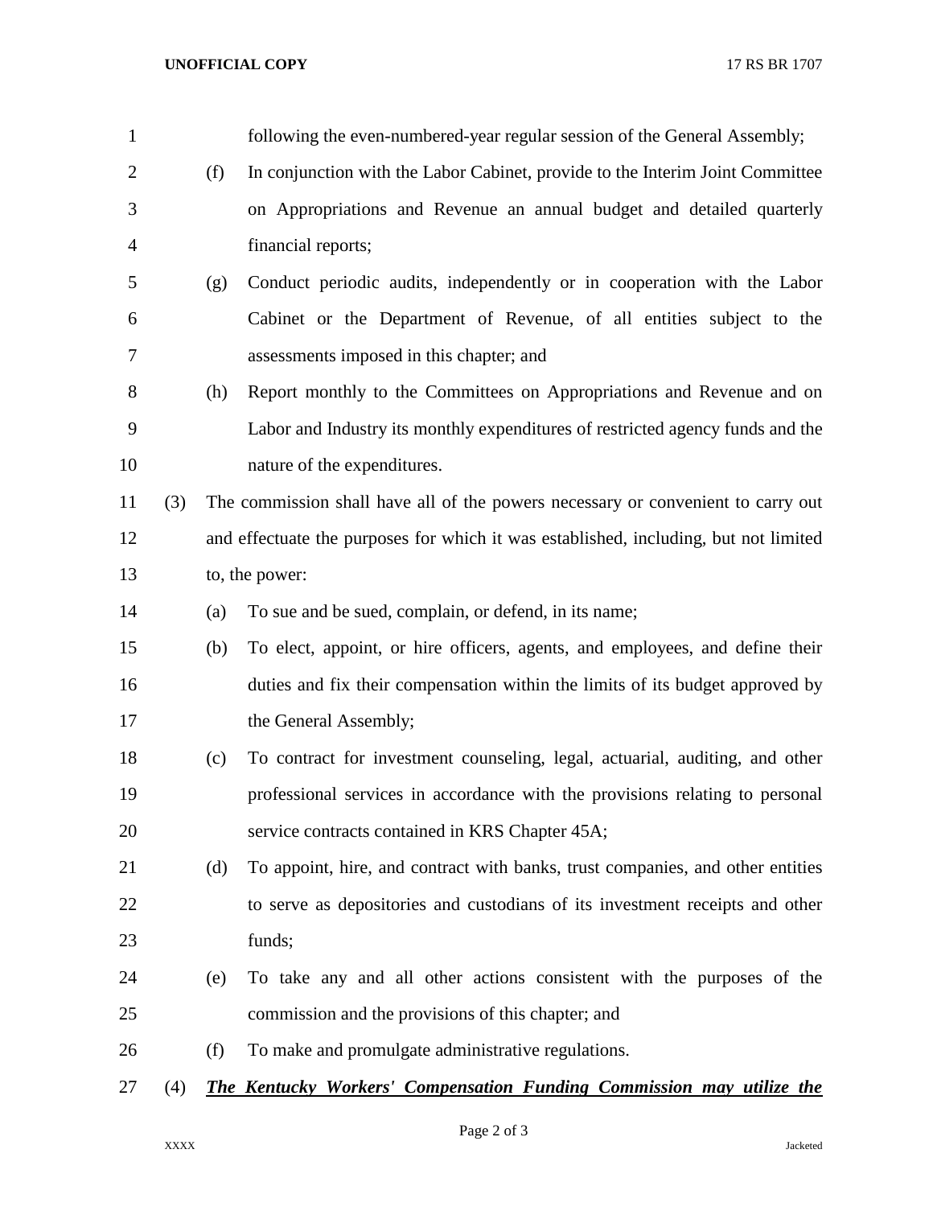following the even-numbered-year regular session of the General Assembly;

(f) In conjunction with the Labor Cabinet, provide to the Interim Joint Committee on Appropriations and Revenue an annual budget and detailed quarterly financial reports;

(g) Conduct periodic audits, independently or in cooperation with the Labor Cabinet or the Department of Revenue, of all entities subject to the assessments imposed in this chapter; and

(h) Report monthly to the Committees on Appropriations and Revenue and on Labor and Industry its monthly expenditures of restricted agency funds and the nature of the expenditures.

(3) The commission shall have all of the powers necessary or convenient to carry out and effectuate the purposes for which it was established, including, but not limited to, the power:

(a) To sue and be sued, complain, or defend, in its name;

(b) To elect, appoint, or hire officers, agents, and employees, and define their duties and fix their compensation within the limits of its budget approved by the General Assembly;

(c) To contract for investment counseling, legal, actuarial, auditing, and other professional services in accordance with the provisions relating to personal service contracts contained in KRS Chapter 45A;

(d) To appoint, hire, and contract with banks, trust companies, and other entities to serve as depositories and custodians of its investment receipts and other funds;

(e) To take any and all other actions consistent with the purposes of the commission and the provisions of this chapter; and

(f) To make and promulgate administrative regulations.

(4) ***The Kentucky Workers' Compensation Funding Commission may utilize the***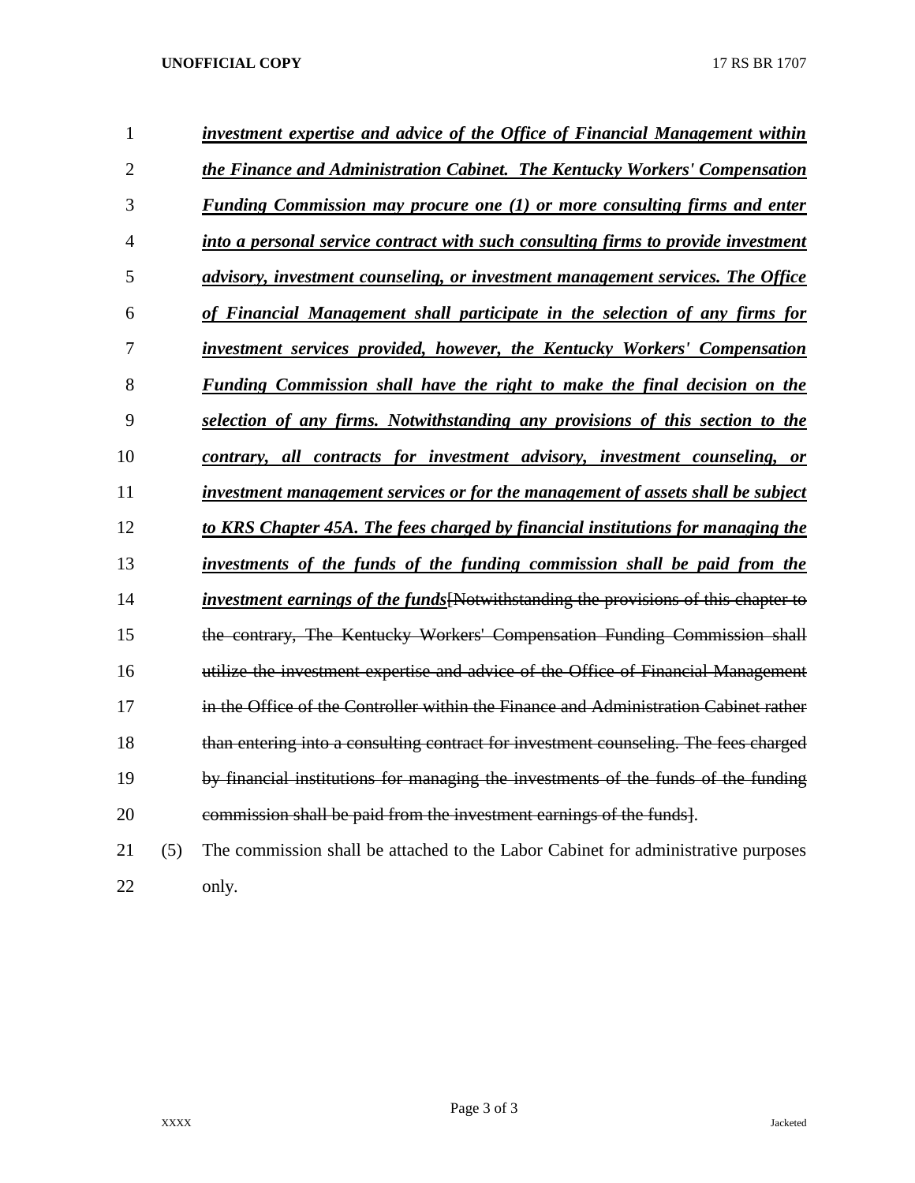***investment expertise and advice of the Office of Financial Management within the Finance and Administration Cabinet. The Kentucky Workers' Compensation Funding Commission may procure one (1) or more consulting firms and enter into a personal service contract with such consulting firms to provide investment advisory, investment counseling, or investment management services. The Office of Financial Management shall participate in the selection of any firms for investment services provided, however, the Kentucky Workers' Compensation Funding Commission shall have the right to make the final decision on the selection of any firms. Notwithstanding any provisions of this section to the contrary, all contracts for investment advisory, investment counseling, or investment management services or for the management of assets shall be subject to KRS Chapter 45A. The fees charged by financial institutions for managing the investments of the funds of the funding commission shall be paid from the investment earnings of the funds***[~~Notwithstanding the provisions of this chapter to the contrary, The Kentucky Workers' Compensation Funding Commission shall utilize the investment expertise and advice of the Office of Financial Management in the Office of the Controller within the Finance and Administration Cabinet rather than entering into a consulting contract for investment counseling. The fees charged by financial institutions for managing the investments of the funds of the funding commission shall be paid from the investment earnings of the funds~~].

(5) The commission shall be attached to the Labor Cabinet for administrative purposes only.